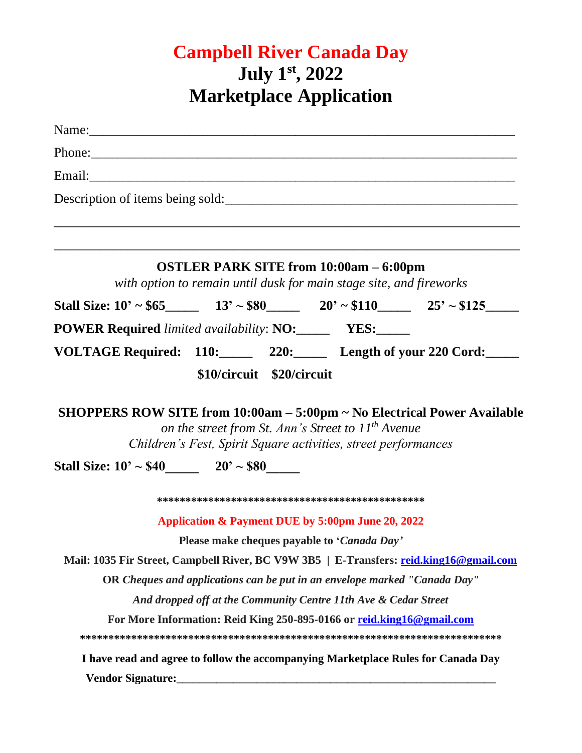# Campbell River Canada Day

## July 1st, 2022

## Marketplace Application

Name:\_\_\_\_\_\_\_\_\_\_\_\_\_\_\_\_\_\_\_\_\_\_\_\_\_\_\_\_\_\_\_\_\_\_\_\_\_\_\_\_\_\_\_\_\_\_\_\_\_\_\_\_\_\_\_\_\_\_\_\_

Phone:\_\_\_\_\_\_\_\_\_\_\_\_\_\_\_\_\_\_\_\_\_\_\_\_\_\_\_\_\_\_\_\_\_\_\_\_\_\_\_\_\_\_\_\_\_\_\_\_\_\_\_\_\_\_\_\_\_\_\_\_

Email:\_\_\_\_\_\_\_\_\_\_\_\_\_\_\_\_\_\_\_\_\_\_\_\_\_\_\_\_\_\_\_\_\_\_\_\_\_\_\_\_\_\_\_\_\_\_\_\_\_\_\_\_\_\_\_\_\_\_\_\_

Description of items being sold:\_\_\_\_\_\_\_\_\_\_\_\_\_\_\_\_\_\_\_\_\_\_\_\_\_\_\_\_\_\_\_\_\_\_\_\_\_\_\_\_

\_\_\_\_\_\_\_\_\_\_\_\_\_\_\_\_\_\_\_\_\_\_\_\_\_\_\_\_\_\_\_\_\_\_\_\_\_\_\_\_\_\_\_\_\_\_\_\_\_\_\_\_\_\_\_\_\_\_\_\_\_\_\_\_\_\_

\_\_\_\_\_\_\_\_\_\_\_\_\_\_\_\_\_\_\_\_\_\_\_\_\_\_\_\_\_\_\_\_\_\_\_\_\_\_\_\_\_\_\_\_\_\_\_\_\_\_\_\_\_\_\_\_\_\_\_\_\_\_\_\_\_\_

**OSTLER PARK SITE from 10:00am – 6:00pm**

*with option to remain until dusk for main stage site, and fireworks*

**Stall Size: 10' ~ $65\_\_\_\_\_ 13' ~ $80\_\_\_\_\_ 20' ~ $110\_\_\_\_\_ 25' ~ $125\_\_\_\_\_**

**POWER Required** *limited availability*: **NO:\_\_\_\_\_ YES:\_\_\_\_\_**

**VOLTAGE Required: 110:\_\_\_\_\_ 220:\_\_\_\_\_ Length of your 220 Cord:\_\_\_\_\_**

**$10/circuit $20/circuit**

**SHOPPERS ROW SITE from 10:00am – 5:00pm ~ No Electrical Power Available**

*on the street from St. Ann's Street to 11th Avenue*

*Children's Fest, Spirit Square activities, street performances*

**Stall Size: 10' ~ $40\_\_\_\_\_ 20' ~ $80\_\_\_\_\_**

\*\*\*\*\*\*\*\*\*\*\*\*\*\*\*\*\*\*\*\*\*\*\*\*\*\*\*\*\*\*\*\*\*\*\*\*\*\*\*\*\*\*\*\*\*\*\*\*

**Application & Payment DUE by 5:00pm June 20, 2022**

**Please make cheques payable to '*Canada Day*'**

**Mail: 1035 Fir Street, Campbell River, BC V9W 3B5 | E-Transfers: reid.king16@gmail.com**

**OR *Cheques and applications can be put in an envelope marked "Canada Day"***

***And dropped off at the Community Centre 11th Ave & Cedar Street***

**For More Information: Reid King 250-895-0166 or reid.king16@gmail.com**

\*\*\*\*\*\*\*\*\*\*\*\*\*\*\*\*\*\*\*\*\*\*\*\*\*\*\*\*\*\*\*\*\*\*\*\*\*\*\*\*\*\*\*\*\*\*\*\*\*\*\*\*\*\*\*\*\*\*\*\*\*\*\*\*\*\*\*\*\*\*\*\*\*\*\*\*\*\*

**I have read and agree to follow the accompanying Marketplace Rules for Canada Day**

**Vendor Signature:\_\_\_\_\_\_\_\_\_\_\_\_\_\_\_\_\_\_\_\_\_\_\_\_\_\_\_\_\_\_\_\_\_\_\_\_\_\_\_\_\_\_\_\_\_\_\_\_\_\_\_\_\_\_\_\_**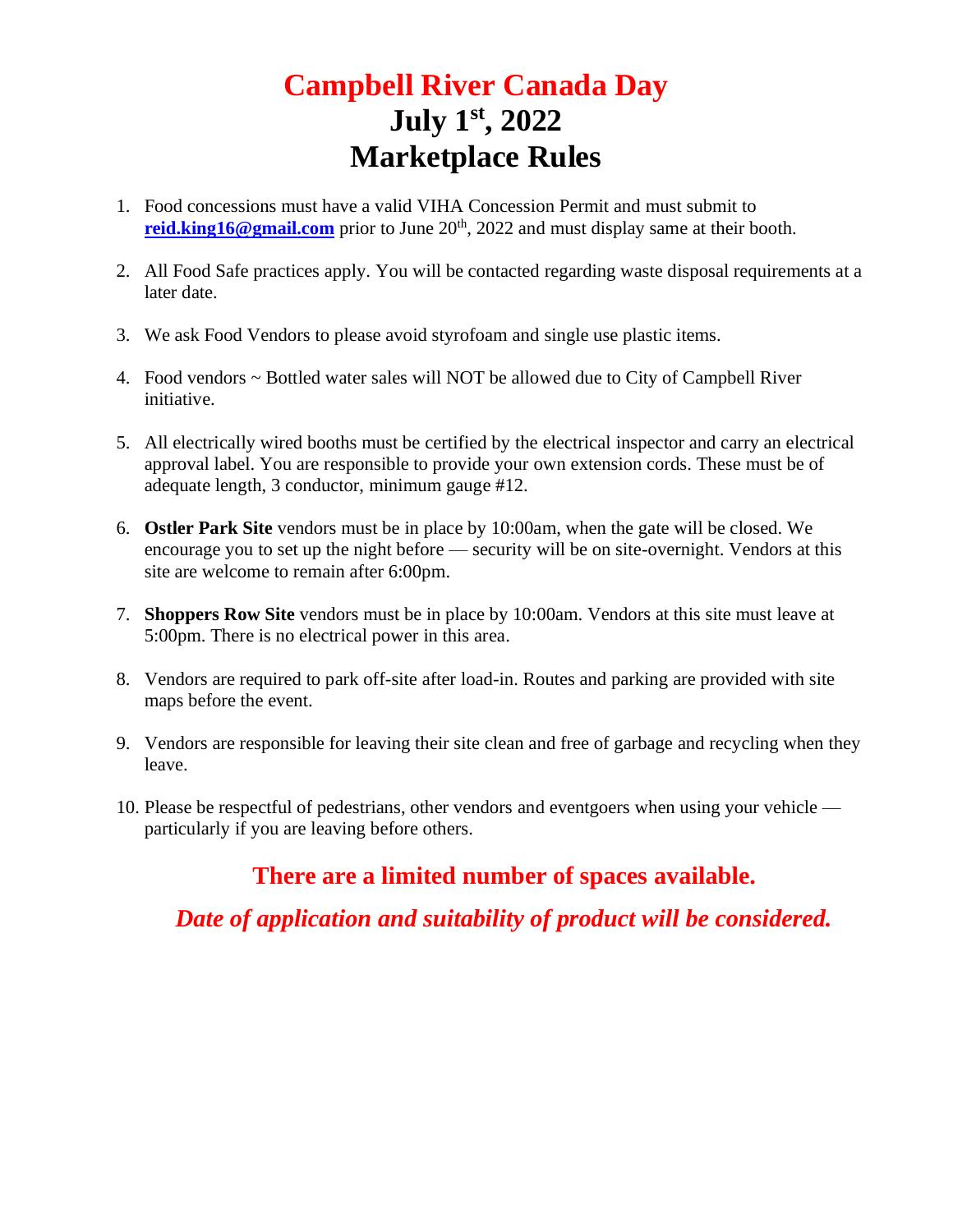# Campbell River Canada Day
# July 1st, 2022
# Marketplace Rules

1. Food concessions must have a valid VIHA Concession Permit and must submit to **reid.king16@gmail.com** prior to June 20th, 2022 and must display same at their booth.

2. All Food Safe practices apply. You will be contacted regarding waste disposal requirements at a later date.

3. We ask Food Vendors to please avoid styrofoam and single use plastic items.

4. Food vendors ~ Bottled water sales will NOT be allowed due to City of Campbell River initiative.

5. All electrically wired booths must be certified by the electrical inspector and carry an electrical approval label. You are responsible to provide your own extension cords. These must be of adequate length, 3 conductor, minimum gauge #12.

6. **Ostler Park Site** vendors must be in place by 10:00am, when the gate will be closed. We encourage you to set up the night before — security will be on site-overnight. Vendors at this site are welcome to remain after 6:00pm.

7. **Shoppers Row Site** vendors must be in place by 10:00am. Vendors at this site must leave at 5:00pm. There is no electrical power in this area.

8. Vendors are required to park off-site after load-in. Routes and parking are provided with site maps before the event.

9. Vendors are responsible for leaving their site clean and free of garbage and recycling when they leave.

10. Please be respectful of pedestrians, other vendors and eventgoers when using your vehicle — particularly if you are leaving before others.

**There are a limited number of spaces available.**

***Date of application and suitability of product will be considered.***